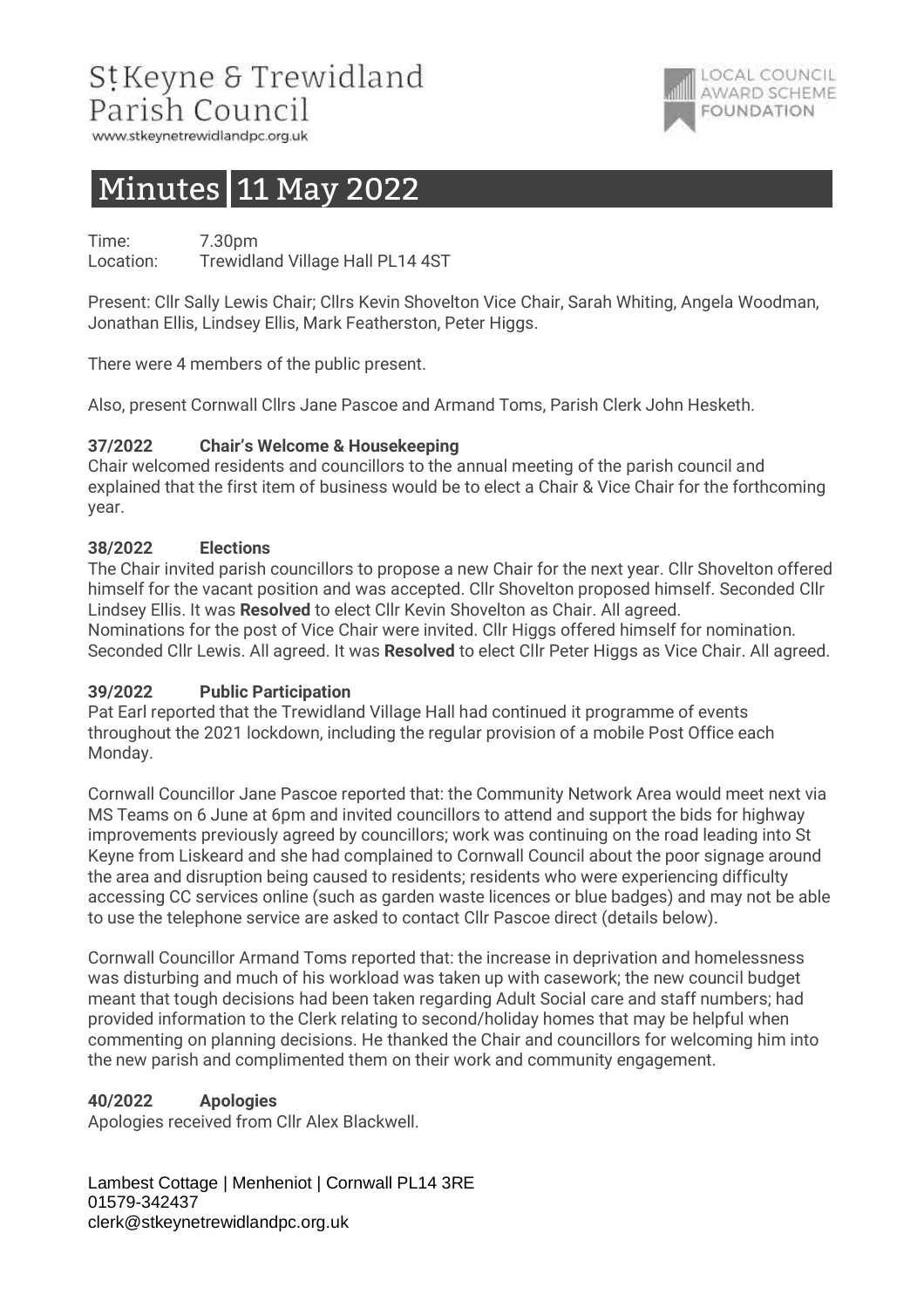# St Keyne & Trewidland Parish Council

www.stkeynetrewidlandpc.org.uk

LOCAL COUNCIL AWARD SCHEME FOUNDATION

# Minutes 11 May 2022

Time: 7.30pm
Location: Trewidland Village Hall PL14 4ST

Present: Cllr Sally Lewis Chair; Cllrs Kevin Shovelton Vice Chair, Sarah Whiting, Angela Woodman, Jonathan Ellis, Lindsey Ellis, Mark Featherston, Peter Higgs.

There were 4 members of the public present.

Also, present Cornwall Cllrs Jane Pascoe and Armand Toms, Parish Clerk John Hesketh.

**37/2022 Chair's Welcome & Housekeeping**

Chair welcomed residents and councillors to the annual meeting of the parish council and explained that the first item of business would be to elect a Chair & Vice Chair for the forthcoming year.

**38/2022 Elections**

The Chair invited parish councillors to propose a new Chair for the next year. Cllr Shovelton offered himself for the vacant position and was accepted. Cllr Shovelton proposed himself. Seconded Cllr Lindsey Ellis. It was **Resolved** to elect Cllr Kevin Shovelton as Chair. All agreed.
Nominations for the post of Vice Chair were invited. Cllr Higgs offered himself for nomination. Seconded Cllr Lewis. All agreed. It was **Resolved** to elect Cllr Peter Higgs as Vice Chair. All agreed.

**39/2022 Public Participation**

Pat Earl reported that the Trewidland Village Hall had continued it programme of events throughout the 2021 lockdown, including the regular provision of a mobile Post Office each Monday.

Cornwall Councillor Jane Pascoe reported that: the Community Network Area would meet next via MS Teams on 6 June at 6pm and invited councillors to attend and support the bids for highway improvements previously agreed by councillors; work was continuing on the road leading into St Keyne from Liskeard and she had complained to Cornwall Council about the poor signage around the area and disruption being caused to residents; residents who were experiencing difficulty accessing CC services online (such as garden waste licences or blue badges) and may not be able to use the telephone service are asked to contact Cllr Pascoe direct (details below).

Cornwall Councillor Armand Toms reported that: the increase in deprivation and homelessness was disturbing and much of his workload was taken up with casework; the new council budget meant that tough decisions had been taken regarding Adult Social care and staff numbers; had provided information to the Clerk relating to second/holiday homes that may be helpful when commenting on planning decisions. He thanked the Chair and councillors for welcoming him into the new parish and complimented them on their work and community engagement.

**40/2022 Apologies**

Apologies received from Cllr Alex Blackwell.

Lambest Cottage | Menheniot | Cornwall PL14 3RE
01579-342437
clerk@stkeynetrewidlandpc.org.uk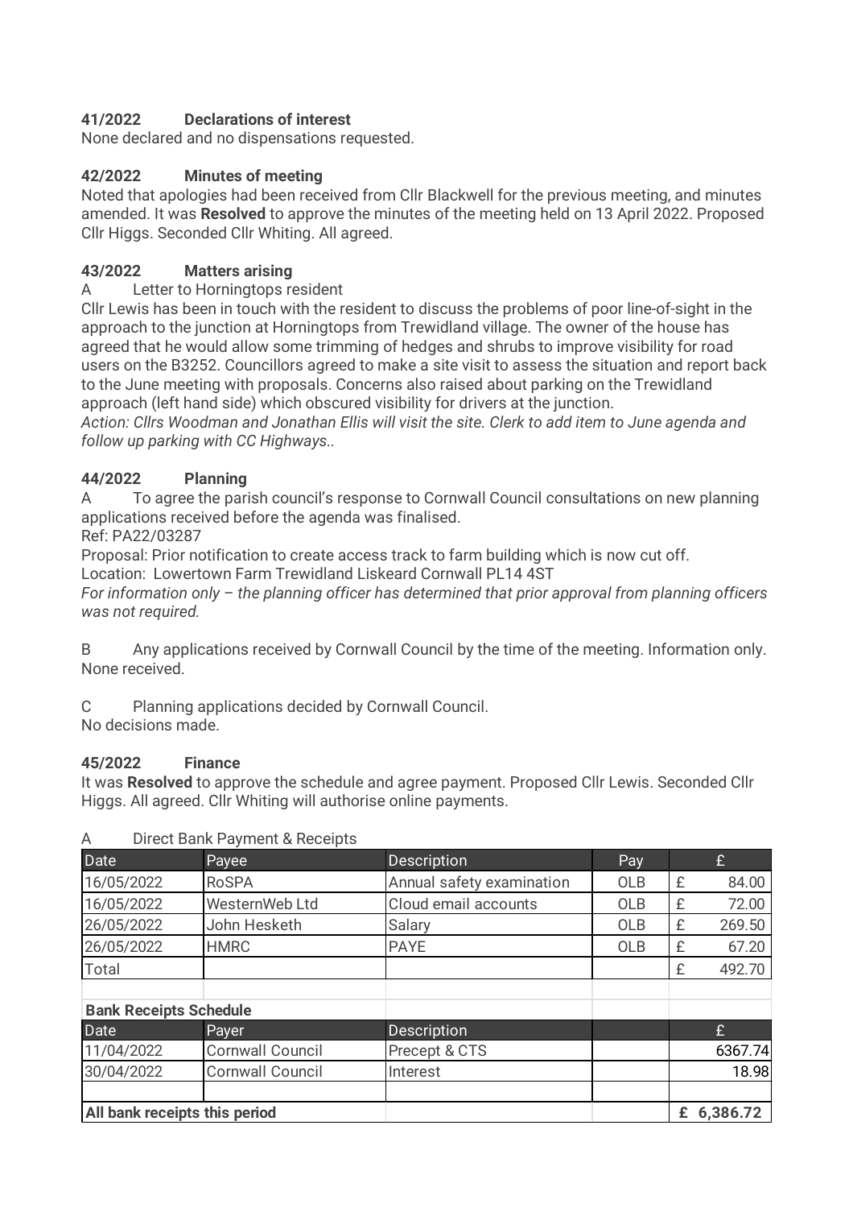**41/2022 Declarations of interest**

None declared and no dispensations requested.

**42/2022 Minutes of meeting**

Noted that apologies had been received from Cllr Blackwell for the previous meeting, and minutes amended. It was **Resolved** to approve the minutes of the meeting held on 13 April 2022. Proposed Cllr Higgs. Seconded Cllr Whiting. All agreed.

**43/2022 Matters arising**

A Letter to Horningtops resident

Cllr Lewis has been in touch with the resident to discuss the problems of poor line-of-sight in the approach to the junction at Horningtops from Trewidland village. The owner of the house has agreed that he would allow some trimming of hedges and shrubs to improve visibility for road users on the B3252. Councillors agreed to make a site visit to assess the situation and report back to the June meeting with proposals. Concerns also raised about parking on the Trewidland approach (left hand side) which obscured visibility for drivers at the junction.

*Action: Cllrs Woodman and Jonathan Ellis will visit the site. Clerk to add item to June agenda and follow up parking with CC Highways..*

**44/2022 Planning**

A To agree the parish council's response to Cornwall Council consultations on new planning applications received before the agenda was finalised.

Ref: PA22/03287

Proposal: Prior notification to create access track to farm building which is now cut off.

Location: Lowertown Farm Trewidland Liskeard Cornwall PL14 4ST

*For information only – the planning officer has determined that prior approval from planning officers was not required.*

B Any applications received by Cornwall Council by the time of the meeting. Information only. None received.

C Planning applications decided by Cornwall Council.

No decisions made.

**45/2022 Finance**

It was **Resolved** to approve the schedule and agree payment. Proposed Cllr Lewis. Seconded Cllr Higgs. All agreed. Cllr Whiting will authorise online payments.

A Direct Bank Payment & Receipts

| Date | Payee | Description | Pay | £ |
|---|---|---|---|---|
| 16/05/2022 | RoSPA | Annual safety examination | OLB | £ 84.00 |
| 16/05/2022 | WesternWeb Ltd | Cloud email accounts | OLB | £ 72.00 |
| 26/05/2022 | John Hesketh | Salary | OLB | £ 269.50 |
| 26/05/2022 | HMRC | PAYE | OLB | £ 67.20 |
| Total | | | | £ 492.70 |

**Bank Receipts Schedule**

| Date | Payer | Description | | £ |
|---|---|---|---|---|
| 11/04/2022 | Cornwall Council | Precept & CTS | | 6367.74 |
| 30/04/2022 | Cornwall Council | Interest | | 18.98 |
| | | | | |
| **All bank receipts this period** | | | | **£ 6,386.72** |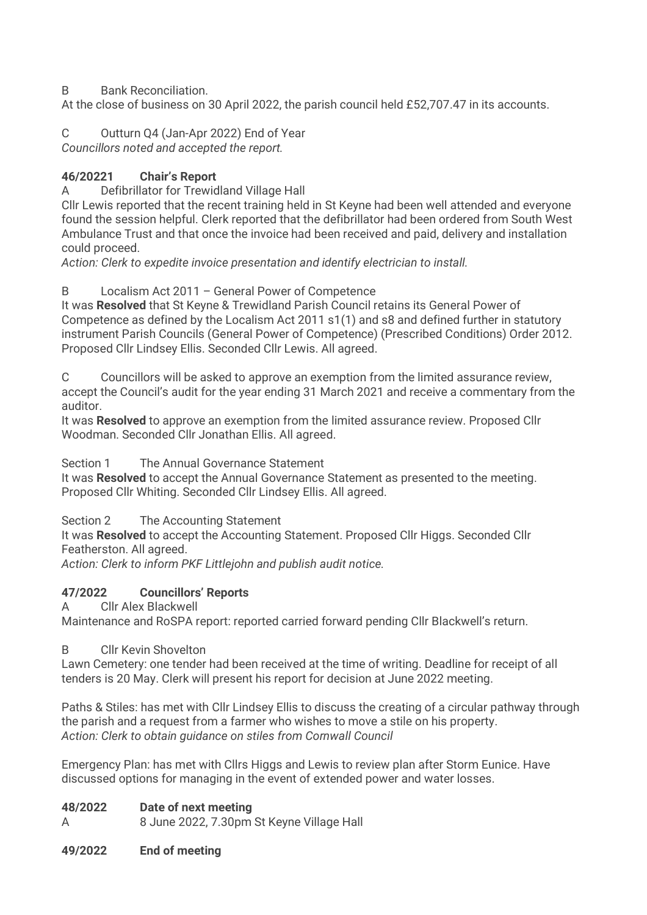B Bank Reconciliation.

At the close of business on 30 April 2022, the parish council held £52,707.47 in its accounts.

C Outturn Q4 (Jan-Apr 2022) End of Year

*Councillors noted and accepted the report.*

**46/20221 Chair's Report**

A Defibrillator for Trewidland Village Hall

Cllr Lewis reported that the recent training held in St Keyne had been well attended and everyone found the session helpful. Clerk reported that the defibrillator had been ordered from South West Ambulance Trust and that once the invoice had been received and paid, delivery and installation could proceed.

*Action: Clerk to expedite invoice presentation and identify electrician to install.*

B Localism Act 2011 – General Power of Competence

It was **Resolved** that St Keyne & Trewidland Parish Council retains its General Power of Competence as defined by the Localism Act 2011 s1(1) and s8 and defined further in statutory instrument Parish Councils (General Power of Competence) (Prescribed Conditions) Order 2012. Proposed Cllr Lindsey Ellis. Seconded Cllr Lewis. All agreed.

C Councillors will be asked to approve an exemption from the limited assurance review, accept the Council's audit for the year ending 31 March 2021 and receive a commentary from the auditor.

It was **Resolved** to approve an exemption from the limited assurance review. Proposed Cllr Woodman. Seconded Cllr Jonathan Ellis. All agreed.

Section 1 The Annual Governance Statement

It was **Resolved** to accept the Annual Governance Statement as presented to the meeting. Proposed Cllr Whiting. Seconded Cllr Lindsey Ellis. All agreed.

Section 2 The Accounting Statement

It was **Resolved** to accept the Accounting Statement. Proposed Cllr Higgs. Seconded Cllr Featherston. All agreed.

*Action: Clerk to inform PKF Littlejohn and publish audit notice.*

**47/2022 Councillors' Reports**

A Cllr Alex Blackwell

Maintenance and RoSPA report: reported carried forward pending Cllr Blackwell's return.

B Cllr Kevin Shovelton

Lawn Cemetery: one tender had been received at the time of writing. Deadline for receipt of all tenders is 20 May. Clerk will present his report for decision at June 2022 meeting.

Paths & Stiles: has met with Cllr Lindsey Ellis to discuss the creating of a circular pathway through the parish and a request from a farmer who wishes to move a stile on his property.

*Action: Clerk to obtain guidance on stiles from Cornwall Council*

Emergency Plan: has met with Cllrs Higgs and Lewis to review plan after Storm Eunice. Have discussed options for managing in the event of extended power and water losses.

**48/2022 Date of next meeting**

A 8 June 2022, 7.30pm St Keyne Village Hall

**49/2022 End of meeting**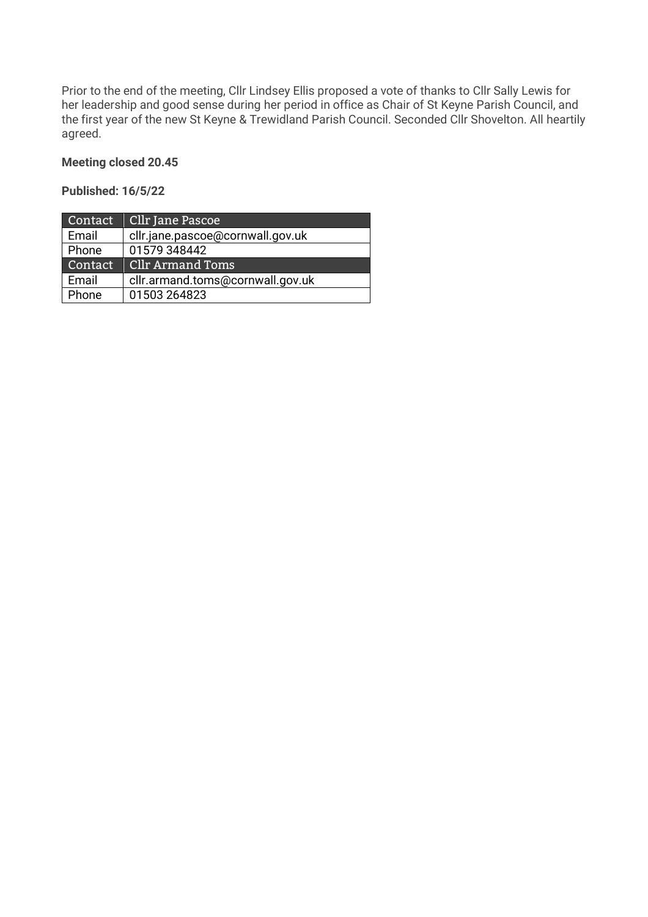Prior to the end of the meeting, Cllr Lindsey Ellis proposed a vote of thanks to Cllr Sally Lewis for her leadership and good sense during her period in office as Chair of St Keyne Parish Council, and the first year of the new St Keyne & Trewidland Parish Council. Seconded Cllr Shovelton. All heartily agreed.

**Meeting closed 20.45**

**Published: 16/5/22**

| Contact | Cllr Jane Pascoe |
|---|---|
| Email | cllr.jane.pascoe@cornwall.gov.uk |
| Phone | 01579 348442 |
| Contact | Cllr Armand Toms |
| Email | cllr.armand.toms@cornwall.gov.uk |
| Phone | 01503 264823 |